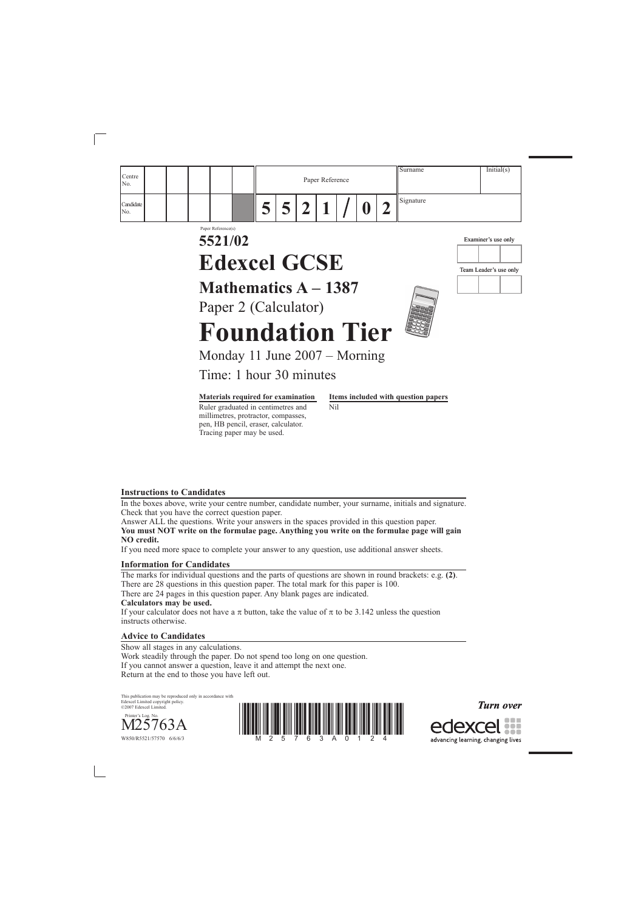| Centre No. | | | | | | Paper Reference | | | | | | | Surname | Initial(s) |
|---|---|---|---|---|---|---|---|---|---|---|---|---|---|---|
| Candidate No. | | | | | | 5 | 5 | 2 | 1 | / | 0 | 2 | Signature | |

Paper Reference(s)

# 5521/02

# Edexcel GCSE

## Mathematics A – 1387

## Paper 2 (Calculator)

# Foundation Tier

Monday 11 June 2007 – Morning

Time: 1 hour 30 minutes

| Examiner's use only | | |
|---|---|---|
| | | |

| Team Leader's use only | | |
|---|---|---|
| | | |

**Materials required for examination**
Ruler graduated in centimetres and millimetres, protractor, compasses, pen, HB pencil, eraser, calculator. Tracing paper may be used.

**Items included with question papers**
Nil

### Instructions to Candidates

In the boxes above, write your centre number, candidate number, your surname, initials and signature.
Check that you have the correct question paper.
Answer ALL the questions. Write your answers in the spaces provided in this question paper.
**You must NOT write on the formulae page. Anything you write on the formulae page will gain NO credit.**
If you need more space to complete your answer to any question, use additional answer sheets.

### Information for Candidates

The marks for individual questions and the parts of questions are shown in round brackets: e.g. **(2)**.
There are 28 questions in this question paper. The total mark for this paper is 100.
There are 24 pages in this question paper. Any blank pages are indicated.
**Calculators may be used.**
If your calculator does not have a $\pi$ button, take the value of $\pi$ to be 3.142 unless the question instructs otherwise.

### Advice to Candidates

Show all stages in any calculations.
Work steadily through the paper. Do not spend too long on one question.
If you cannot answer a question, leave it and attempt the next one.
Return at the end to those you have left out.

This publication may be reproduced only in accordance with Edexcel Limited copyright policy.
©2007 Edexcel Limited.

Printer's Log. No.
M25763A
W850/R5521/57570 6/6/6/3

M 2 5 7 6 3 A 0 1 2 4

*Turn over*

edexcel
advancing learning, changing lives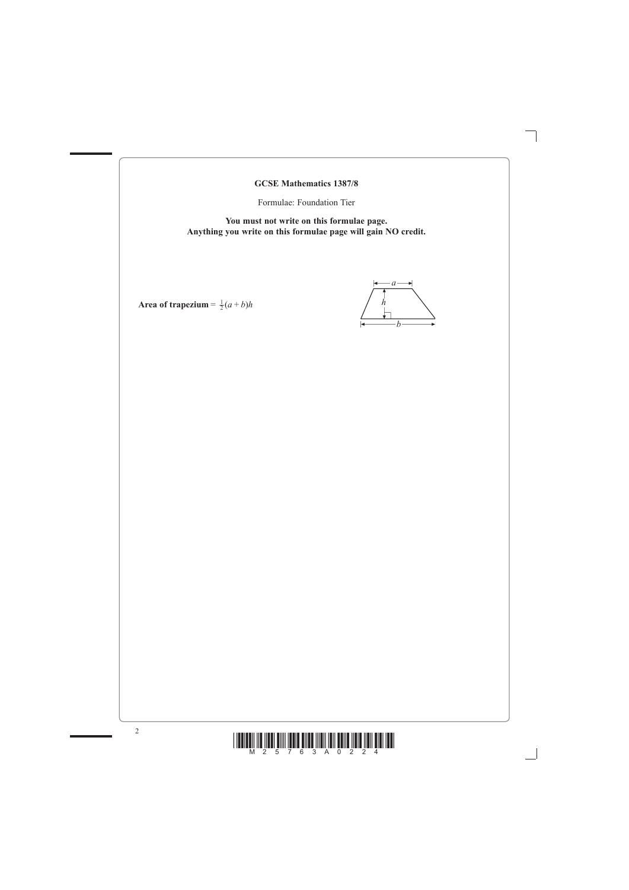**GCSE Mathematics 1387/8**

Formulae: Foundation Tier

**You must not write on this formulae page.**
**Anything you write on this formulae page will gain NO credit.**

**Area of trapezium** = $\frac{1}{2}(a + b)h$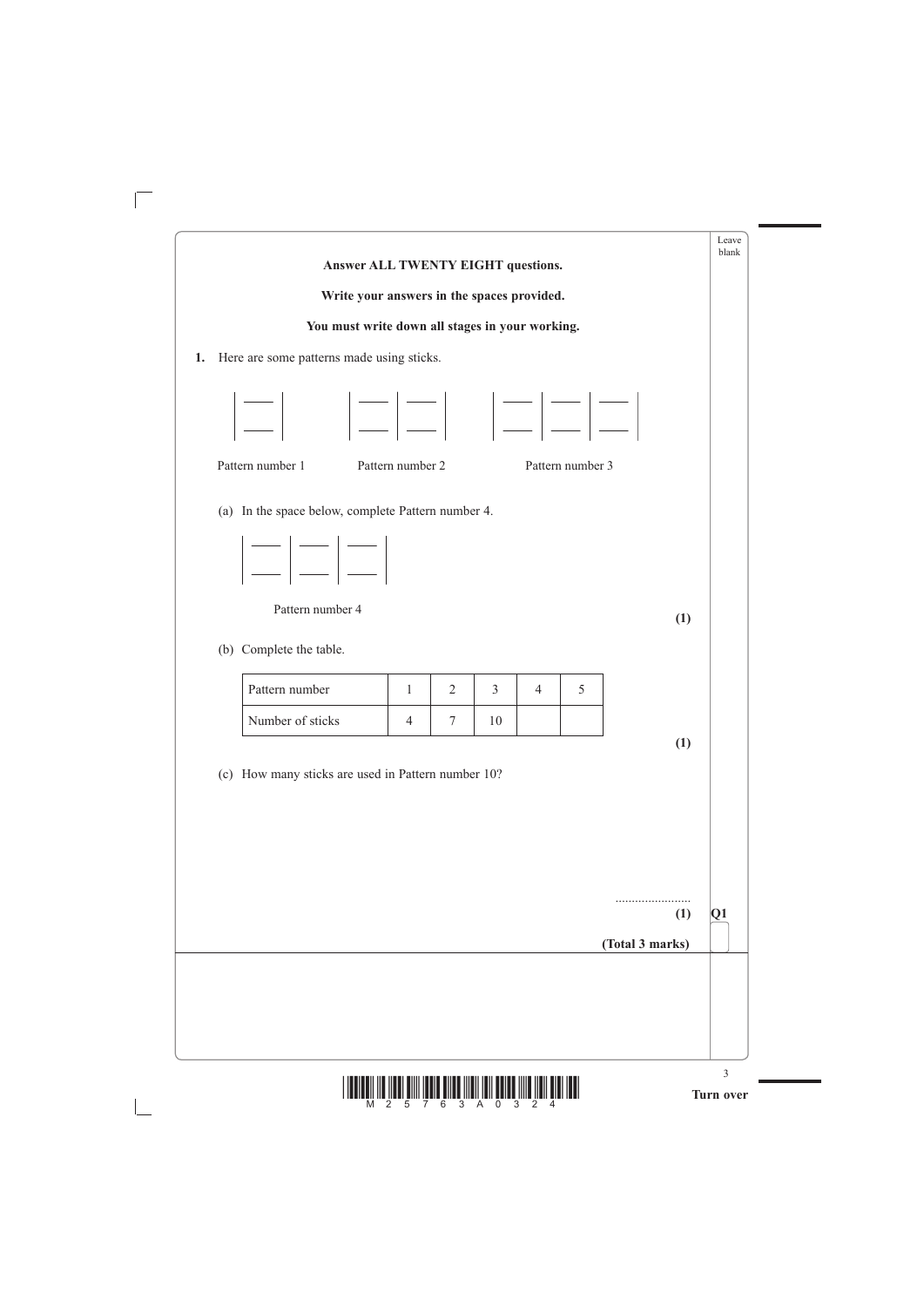**Answer ALL TWENTY EIGHT questions.**

**Write your answers in the spaces provided.**

**You must write down all stages in your working.**

**1.** Here are some patterns made using sticks.

Pattern number 1 &nbsp;&nbsp;&nbsp;&nbsp; Pattern number 2 &nbsp;&nbsp;&nbsp;&nbsp; Pattern number 3

(a) In the space below, complete Pattern number 4.

Pattern number 4

**(1)**

(b) Complete the table.

| Pattern number | 1 | 2 | 3 | 4 | 5 |
|---|---|---|---|---|---|
| Number of sticks | 4 | 7 | 10 | | |

**(1)**

(c) How many sticks are used in Pattern number 10?

.......................

**(1)**

**(Total 3 marks)**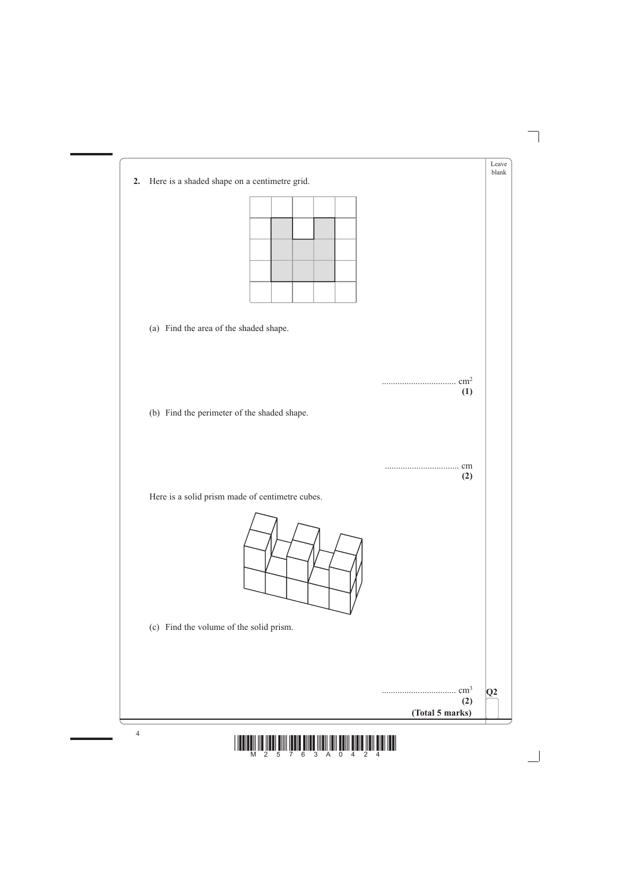**2.** Here is a shaded shape on a centimetre grid.

(a) Find the area of the shaded shape.

.................................. $cm^2$
**(1)**

(b) Find the perimeter of the shaded shape.

.................................. cm
**(2)**

Here is a solid prism made of centimetre cubes.

(c) Find the volume of the solid prism.

.................................. $cm^3$
**(2)**

**(Total 5 marks)**

**Q2**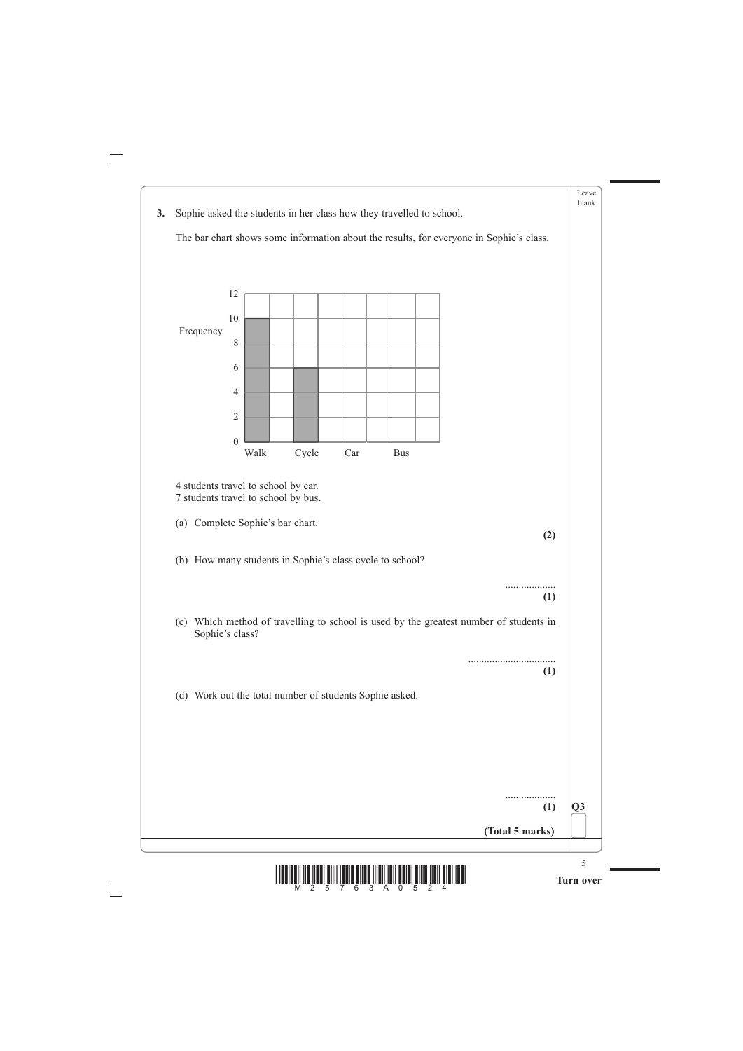**3.** Sophie asked the students in her class how they travelled to school.

The bar chart shows some information about the results, for everyone in Sophie's class.

Frequency

| | |
|---|---|
| 12 | |
| 10 | |
| 8 | |
| 6 | |
| 4 | |
| 2 | |
| 0 | |

Walk Cycle Car Bus

4 students travel to school by car.
7 students travel to school by bus.

(a) Complete Sophie's bar chart.

**(2)**

(b) How many students in Sophie's class cycle to school?

...................

**(1)**

(c) Which method of travelling to school is used by the greatest number of students in Sophie's class?

.................................

**(1)**

(d) Work out the total number of students Sophie asked.

...................

**(1)**

**(Total 5 marks)**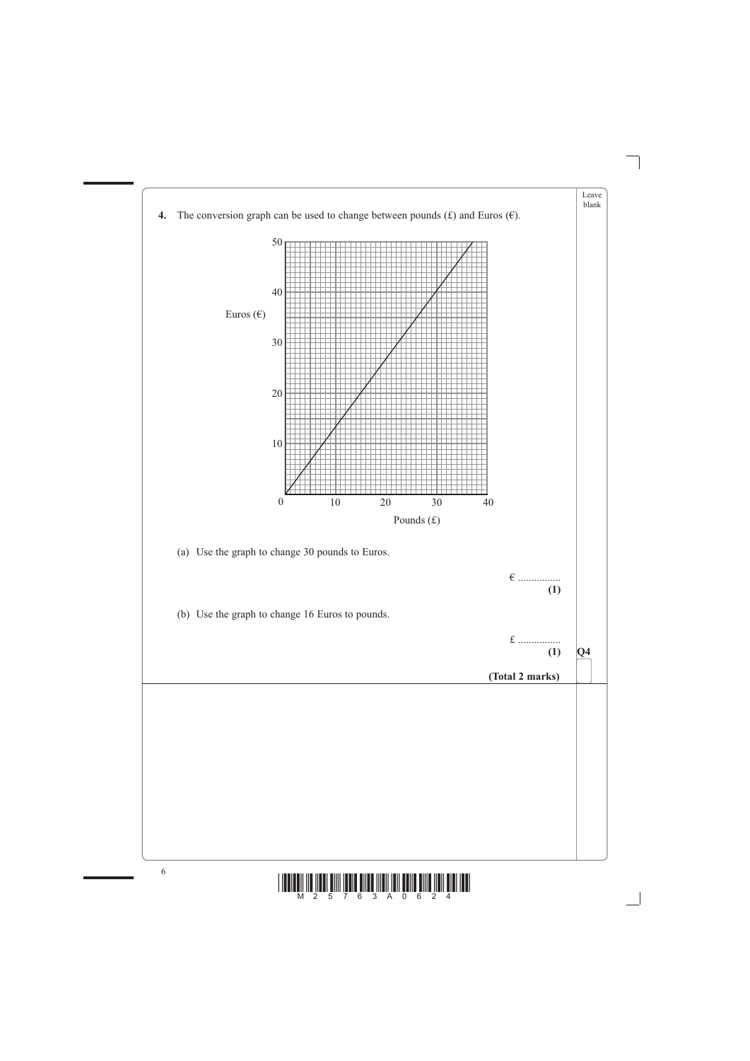**4.** The conversion graph can be used to change between pounds (£) and Euros (€).

(a) Use the graph to change 30 pounds to Euros.

€ ................
**(1)**

(b) Use the graph to change 16 Euros to pounds.

£ ................
**(1)**

**Q4**

**(Total 2 marks)**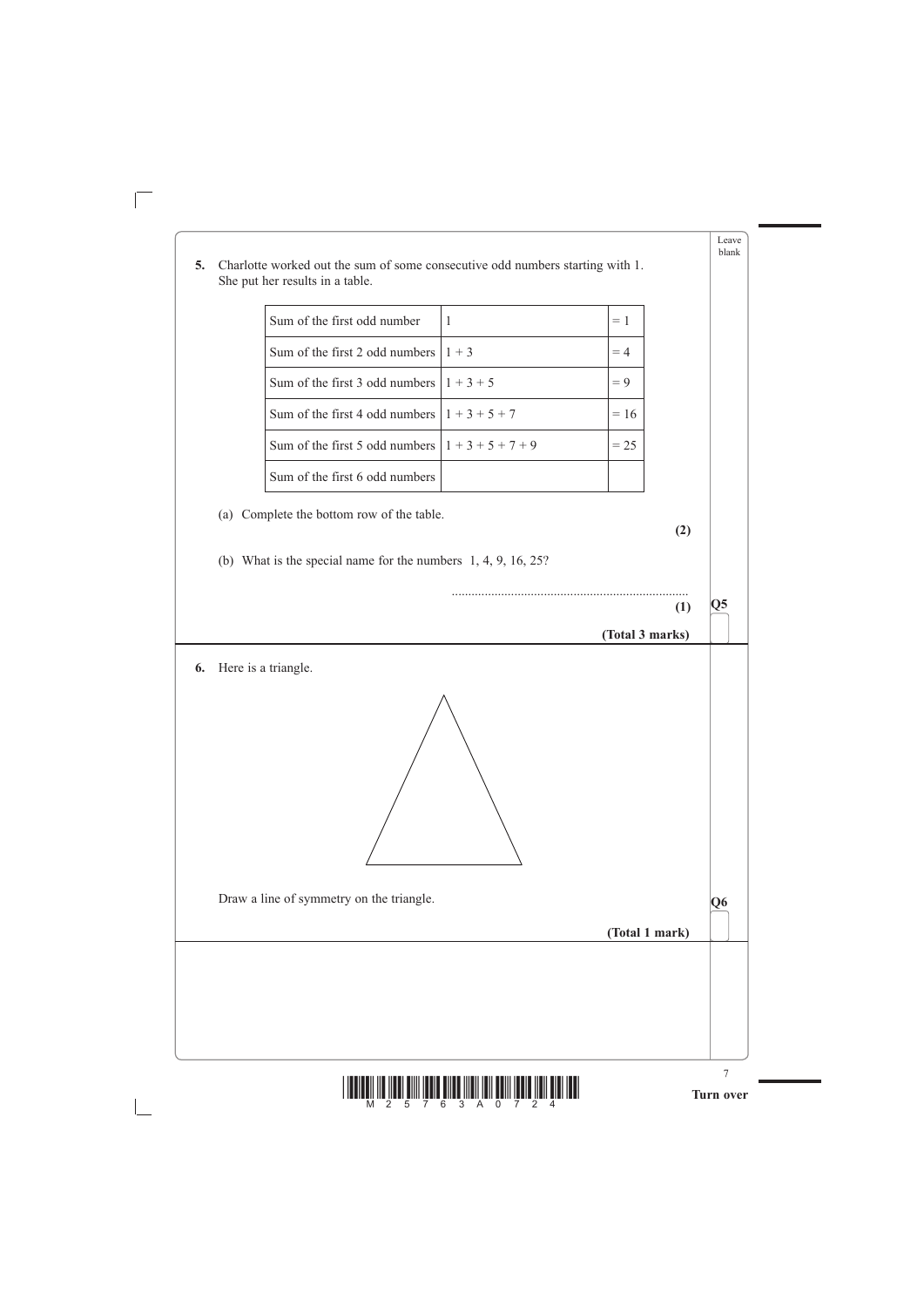**5.** Charlotte worked out the sum of some consecutive odd numbers starting with 1.
She put her results in a table.

| | | |
|---|---|---|
| Sum of the first odd number | 1 | = 1 |
| Sum of the first 2 odd numbers | 1 + 3 | = 4 |
| Sum of the first 3 odd numbers | 1 + 3 + 5 | = 9 |
| Sum of the first 4 odd numbers | 1 + 3 + 5 + 7 | = 16 |
| Sum of the first 5 odd numbers | 1 + 3 + 5 + 7 + 9 | = 25 |
| Sum of the first 6 odd numbers | | |

(a) Complete the bottom row of the table.

**(2)**

(b) What is the special name for the numbers 1, 4, 9, 16, 25?

........................................................................

**(1)**

**(Total 3 marks)**

---

**6.** Here is a triangle.

Draw a line of symmetry on the triangle.

**(Total 1 mark)**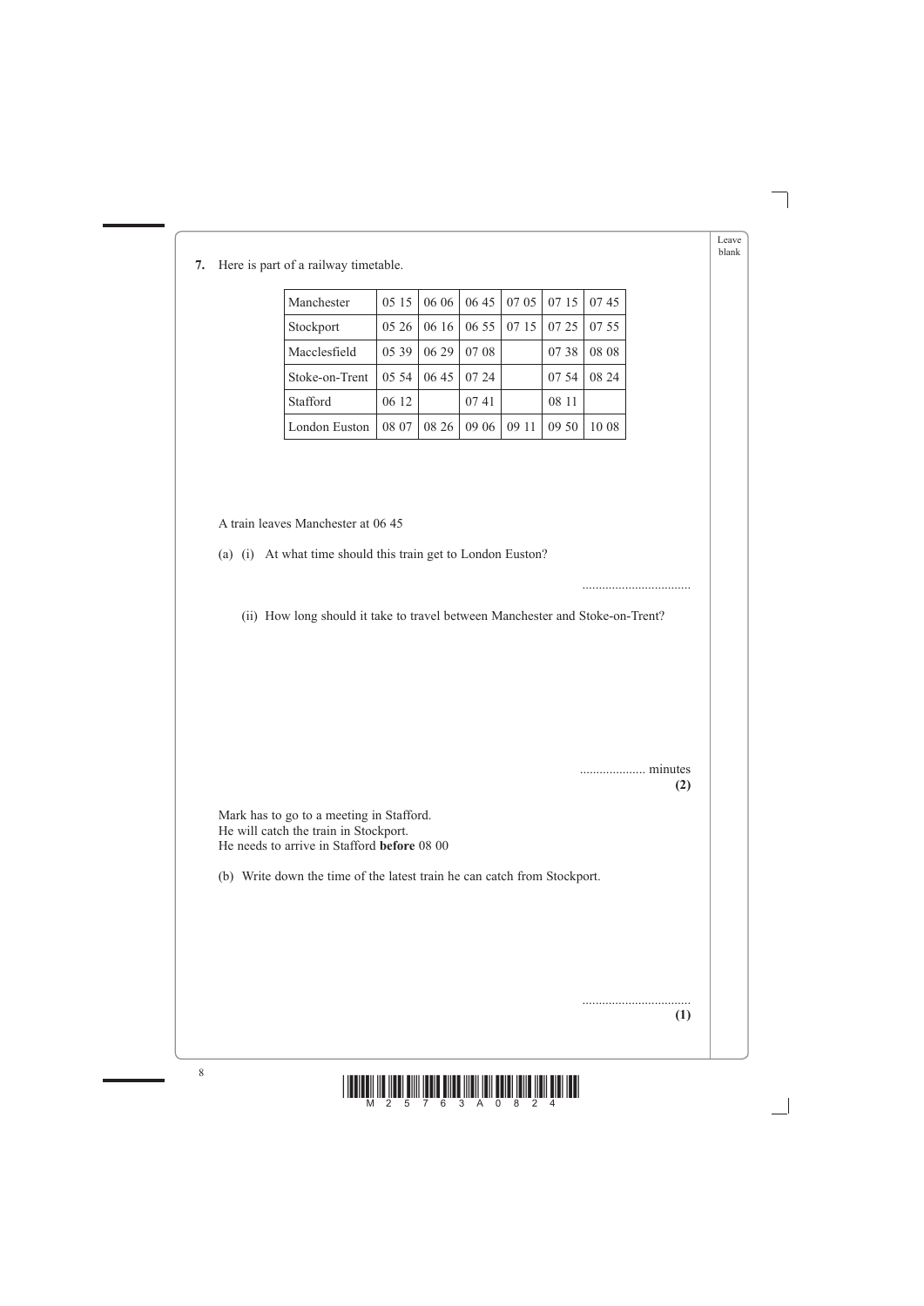**7.** Here is part of a railway timetable.

| Manchester | 05 15 | 06 06 | 06 45 | 07 05 | 07 15 | 07 45 |
|---|---|---|---|---|---|---|
| Stockport | 05 26 | 06 16 | 06 55 | 07 15 | 07 25 | 07 55 |
| Macclesfield | 05 39 | 06 29 | 07 08 | | 07 38 | 08 08 |
| Stoke-on-Trent | 05 54 | 06 45 | 07 24 | | 07 54 | 08 24 |
| Stafford | 06 12 | | 07 41 | | 08 11 | |
| London Euston | 08 07 | 08 26 | 09 06 | 09 11 | 09 50 | 10 08 |

A train leaves Manchester at 06 45

(a) (i) At what time should this train get to London Euston?

..................................

(ii) How long should it take to travel between Manchester and Stoke-on-Trent?

.................... minutes
**(2)**

Mark has to go to a meeting in Stafford.
He will catch the train in Stockport.
He needs to arrive in Stafford **before** 08 00

(b) Write down the time of the latest train he can catch from Stockport.

..................................
**(1)**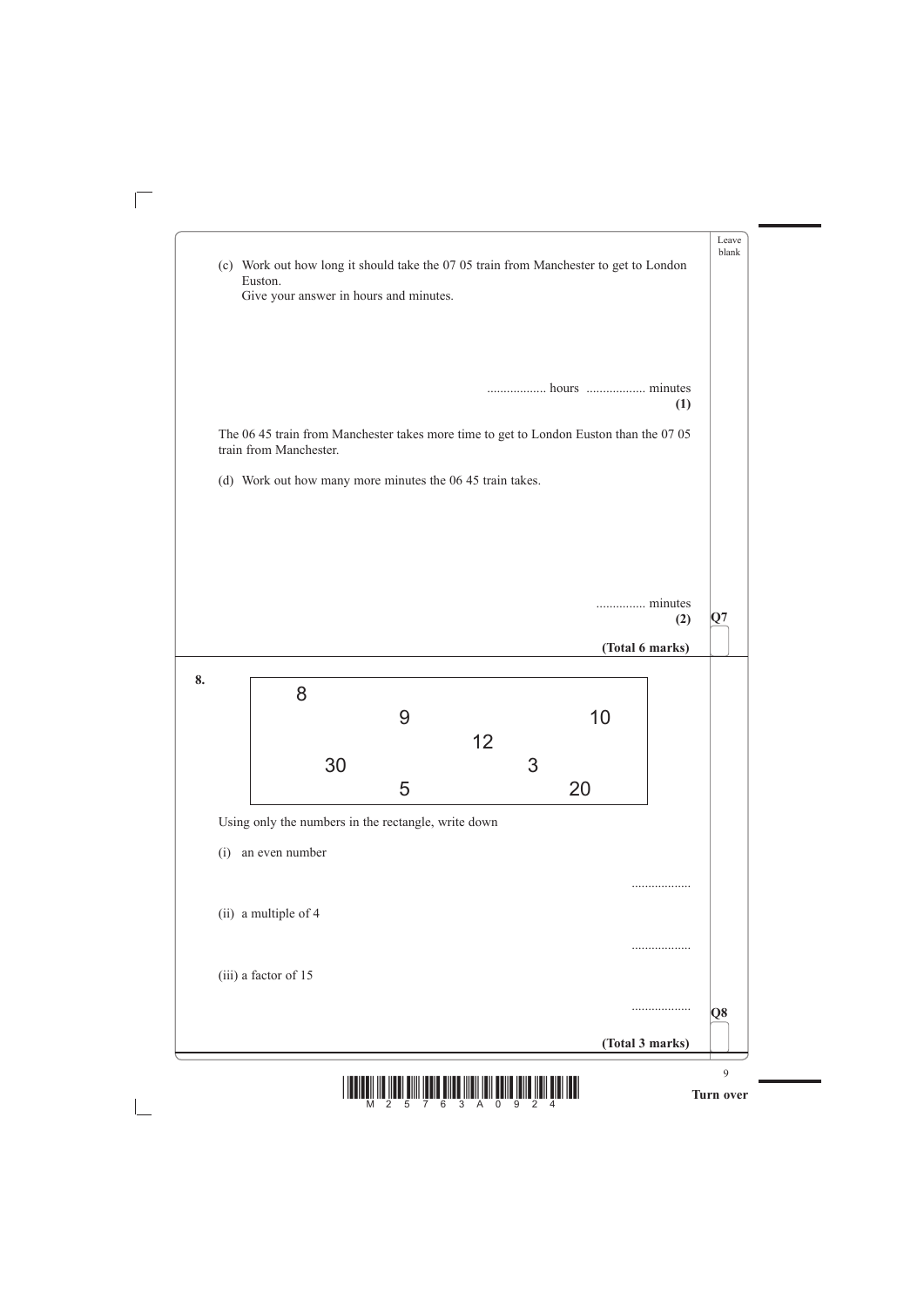(c) Work out how long it should take the 07 05 train from Manchester to get to London Euston.
Give your answer in hours and minutes.

.................. hours .................. minutes
**(1)**

The 06 45 train from Manchester takes more time to get to London Euston than the 07 05 train from Manchester.

(d) Work out how many more minutes the 06 45 train takes.

............... minutes
**(2)**

**(Total 6 marks)**

**8.**

| 8 | | | |
|---|---|---|---|
| | 9 | | 10 |
| | | 12 | |
| 30 | | 3 | |
| | 5 | | 20 |

Using only the numbers in the rectangle, write down

(i) an even number

..................

(ii) a multiple of 4

..................

(iii) a factor of 15

..................

**(Total 3 marks)**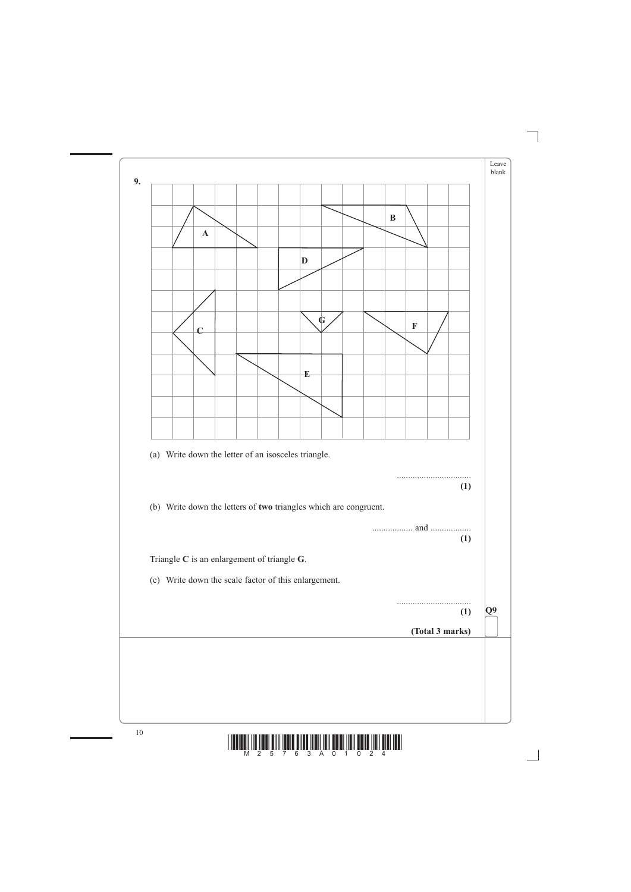**9.**

(a) Write down the letter of an isosceles triangle.

..................................
**(1)**

(b) Write down the letters of **two** triangles which are congruent.

.................. and ..................
**(1)**

Triangle **C** is an enlargement of triangle **G**.

(c) Write down the scale factor of this enlargement.

..................................
**(1)**

**(Total 3 marks)**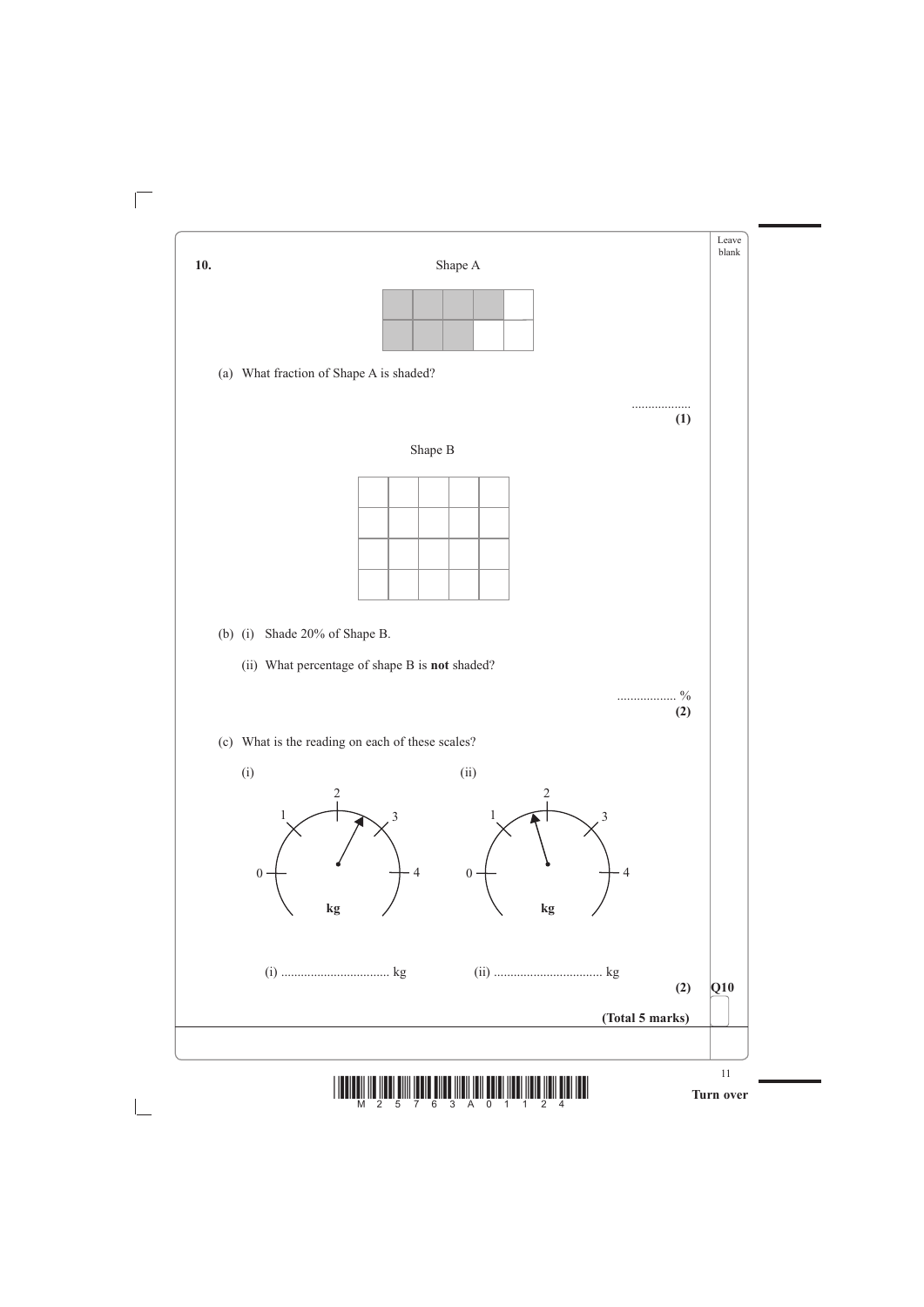**10.**

Shape A

(a) What fraction of Shape A is shaded?

..................

**(1)**

Shape B

(b) (i) Shade 20% of Shape B.

(ii) What percentage of shape B is **not** shaded?

.................. %

**(2)**

(c) What is the reading on each of these scales?

(i) ................................ kg (ii) ................................ kg

**(2)**

**Q10**

**(Total 5 marks)**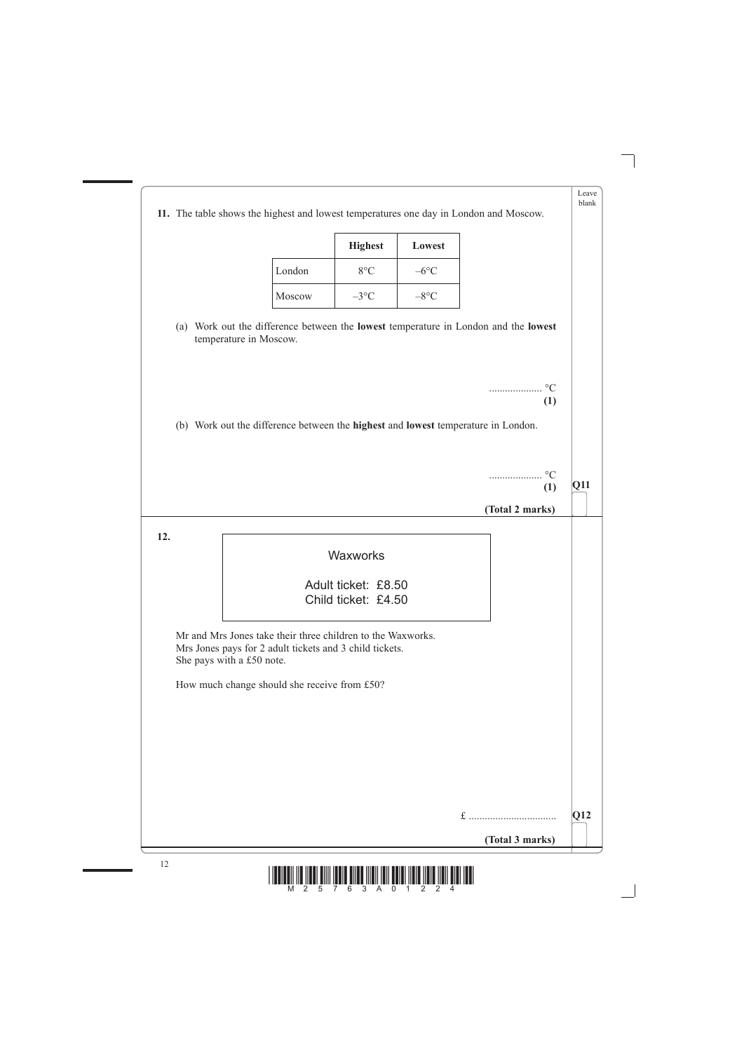**11.** The table shows the highest and lowest temperatures one day in London and Moscow.

| | **Highest** | **Lowest** |
|---|---|---|
| London | 8°C | –6°C |
| Moscow | –3°C | –8°C |

(a) Work out the difference between the **lowest** temperature in London and the **lowest** temperature in Moscow.

.................... °C
**(1)**

(b) Work out the difference between the **highest** and **lowest** temperature in London.

.................... °C
**(1)**

**(Total 2 marks)**

**12.**

Waxworks

Adult ticket: £8.50
Child ticket: £4.50

Mr and Mrs Jones take their three children to the Waxworks.
Mrs Jones pays for 2 adult tickets and 3 child tickets.
She pays with a £50 note.

How much change should she receive from £50?

£ .................................

**(Total 3 marks)**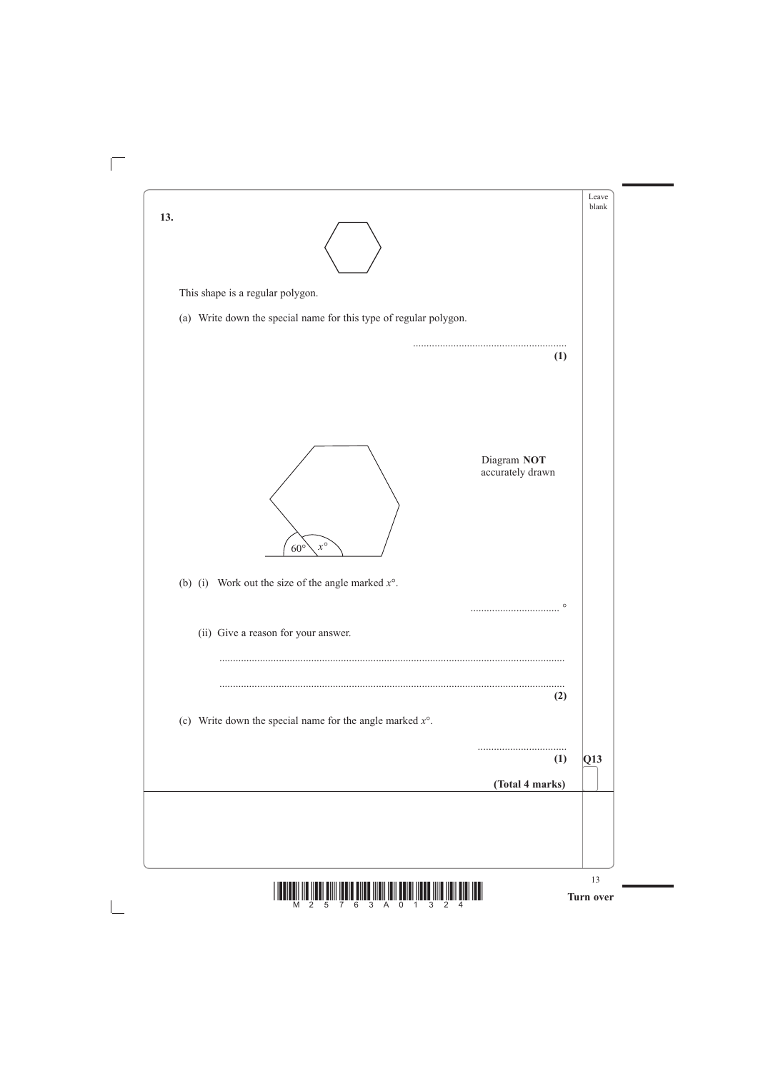**13.**

This shape is a regular polygon.

(a) Write down the special name for this type of regular polygon.

........................................................
**(1)**

Diagram **NOT** accurately drawn

$60°$ $x°$

(b) (i) Work out the size of the angle marked $x°$.

................................. °

(ii) Give a reason for your answer.

..............................................................................................................................

..............................................................................................................................
**(2)**

(c) Write down the special name for the angle marked $x°$.

.................................
**(1)**

**(Total 4 marks)**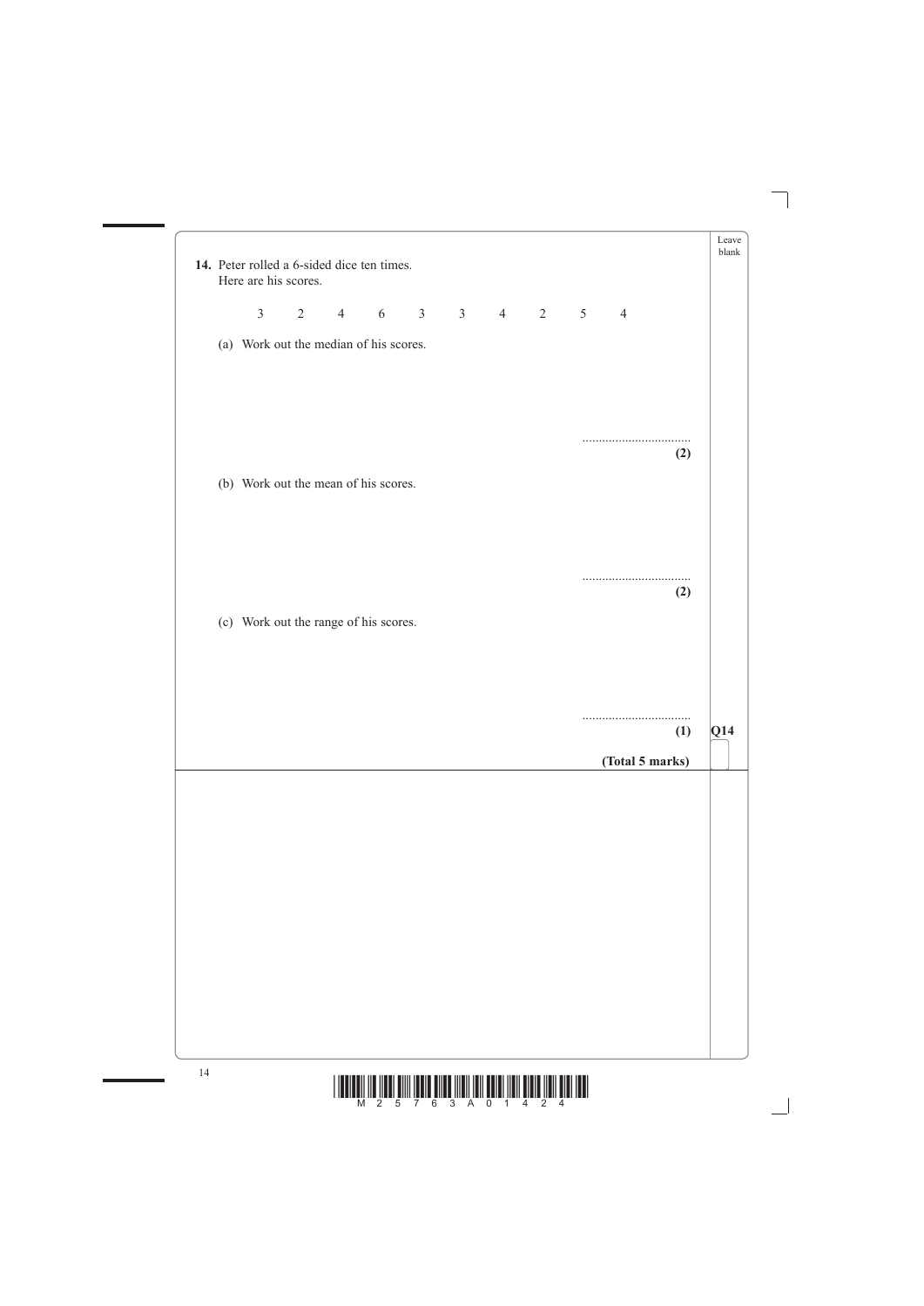**14.** Peter rolled a 6-sided dice ten times.
Here are his scores.

3 2 4 6 3 3 4 2 5 4

(a) Work out the median of his scores.

..................................
**(2)**

(b) Work out the mean of his scores.

..................................
**(2)**

(c) Work out the range of his scores.

..................................
**(1)**

**(Total 5 marks)**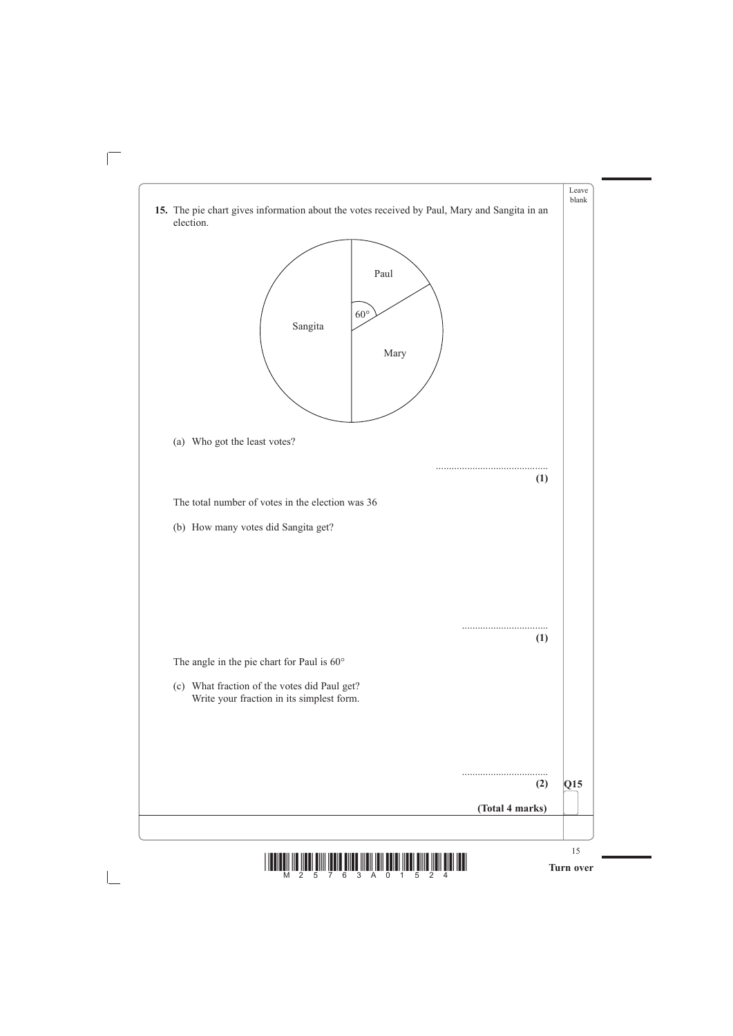**15.** The pie chart gives information about the votes received by Paul, Mary and Sangita in an election.

(a) Who got the least votes?

.......................................... **(1)**

The total number of votes in the election was 36

(b) How many votes did Sangita get?

................................ **(1)**

The angle in the pie chart for Paul is 60°

(c) What fraction of the votes did Paul get?
Write your fraction in its simplest form.

................................ **(2)**

**(Total 4 marks)**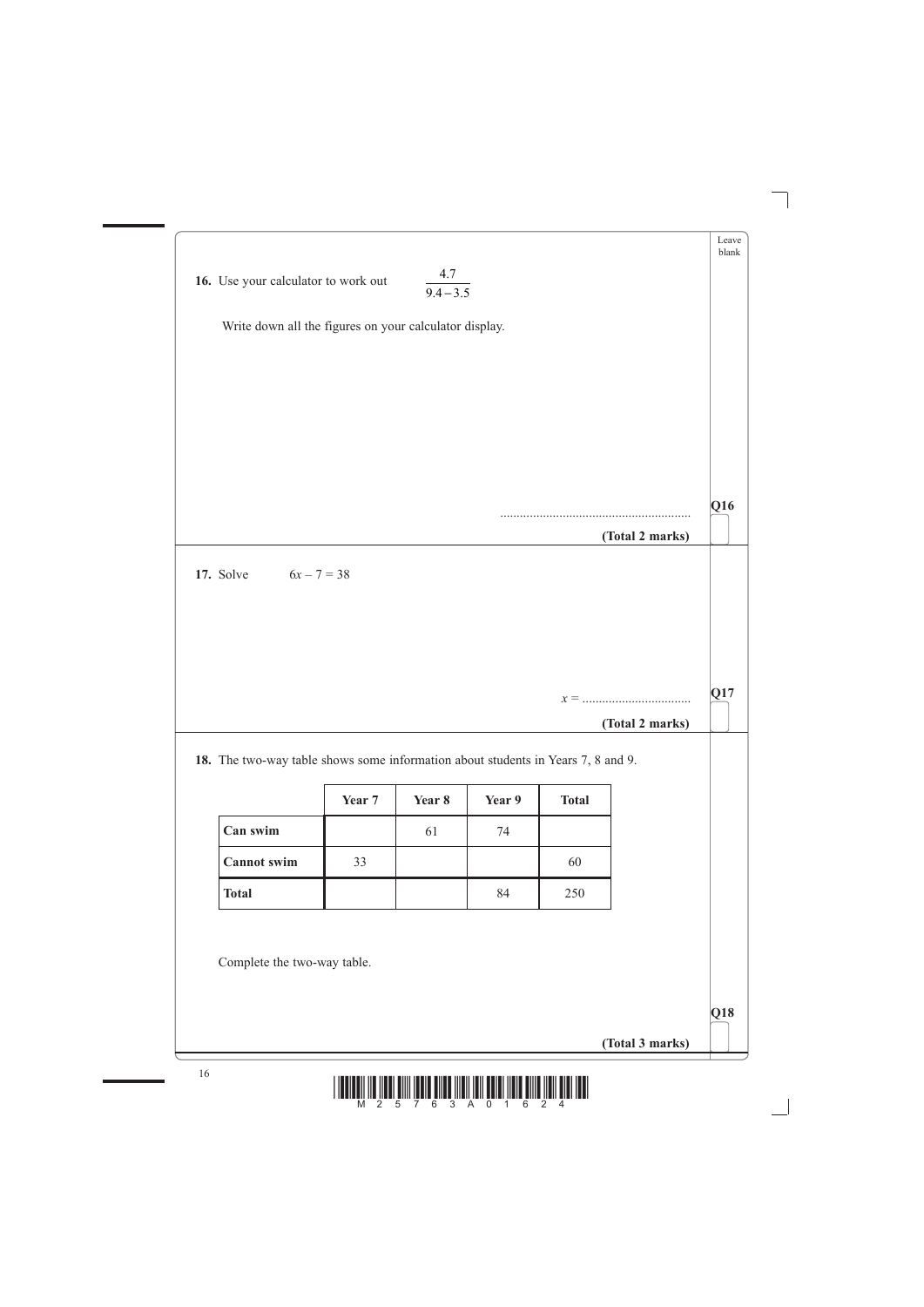Leave blank

**16.** Use your calculator to work out $\dfrac{4.7}{9.4 - 3.5}$

Write down all the figures on your calculator display.

..........................................................

**Q16**

**(Total 2 marks)**

---

**17.** Solve $6x - 7 = 38$

$x =$ ................................

**Q17**

**(Total 2 marks)**

---

**18.** The two-way table shows some information about students in Years 7, 8 and 9.

| | Year 7 | Year 8 | Year 9 | Total |
|---|---|---|---|---|
| **Can swim** | | 61 | 74 | |
| **Cannot swim** | 33 | | | 60 |
| **Total** | | | 84 | 250 |

Complete the two-way table.

**Q18**

**(Total 3 marks)**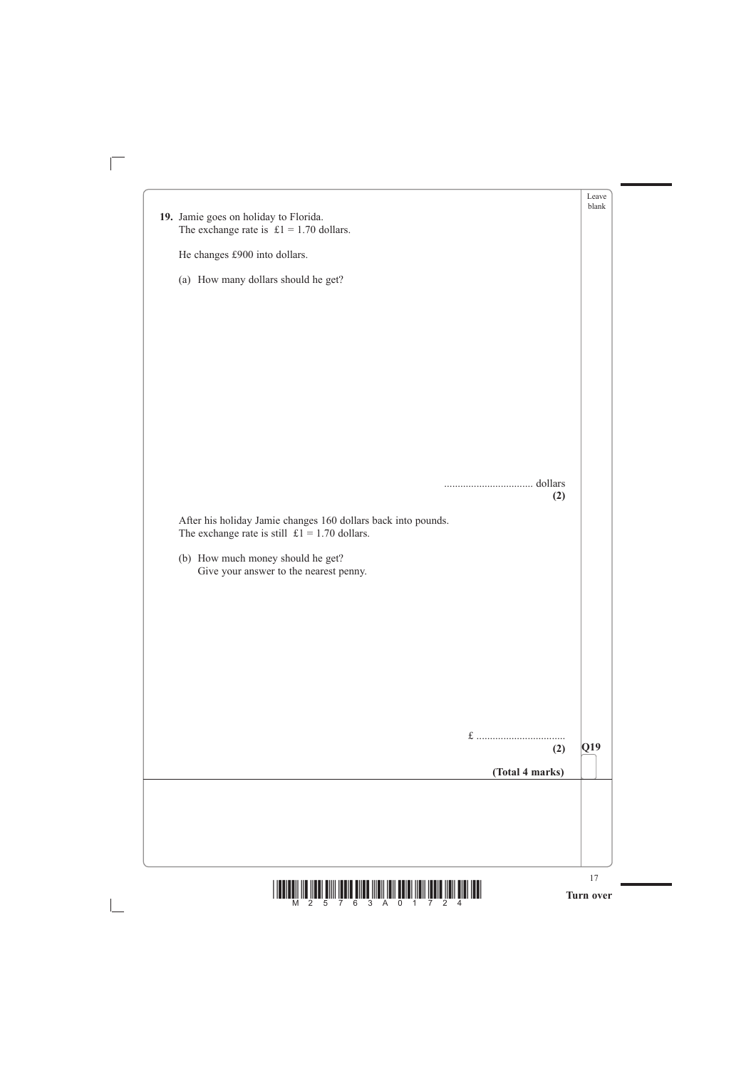**19.** Jamie goes on holiday to Florida.
The exchange rate is £1 = 1.70 dollars.

He changes £900 into dollars.

(a) How many dollars should he get?

................................ dollars
**(2)**

After his holiday Jamie changes 160 dollars back into pounds.
The exchange rate is still £1 = 1.70 dollars.

(b) How much money should he get?
Give your answer to the nearest penny.

£ ................................
**(2)**

**(Total 4 marks)**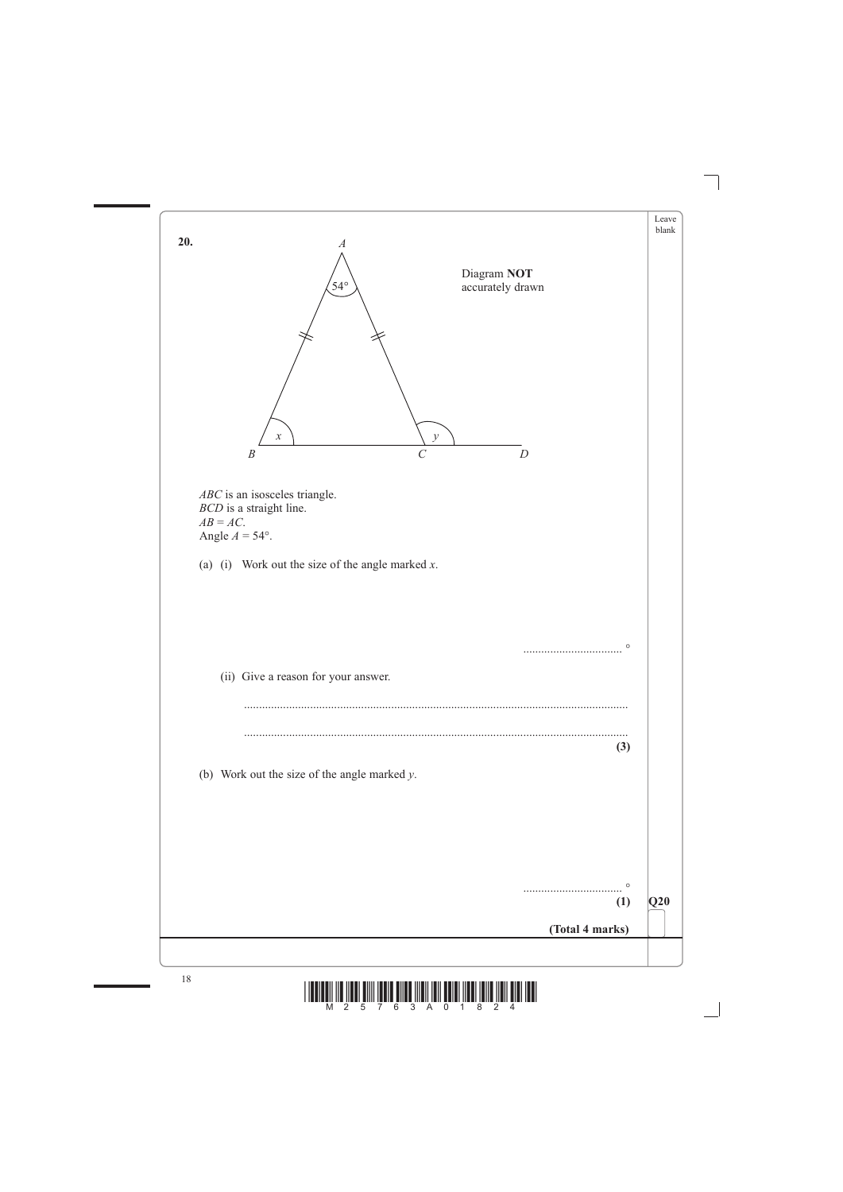**20.**

Diagram **NOT** accurately drawn

$ABC$ is an isosceles triangle.
$BCD$ is a straight line.
$AB = AC$.
Angle $A = 54°$.

(a) (i) Work out the size of the angle marked $x$.

.................................. °

(ii) Give a reason for your answer.

..............................................................................................................................

..............................................................................................................................

**(3)**

(b) Work out the size of the angle marked $y$.

.................................. °

**(1)**

**(Total 4 marks)**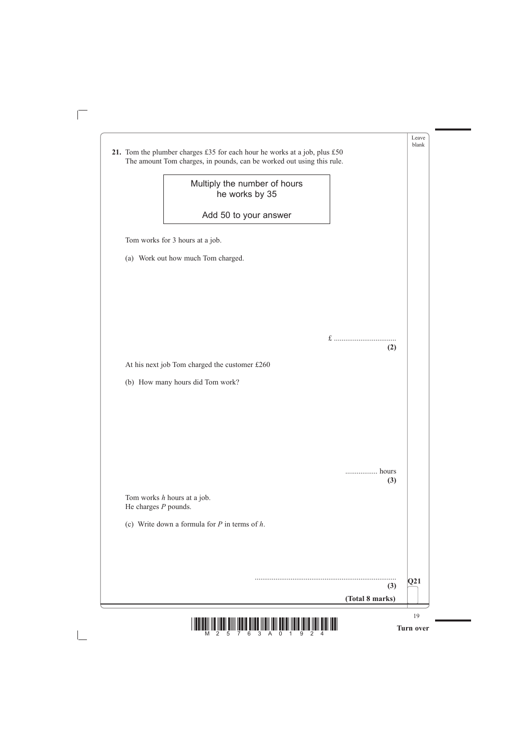**21.** Tom the plumber charges £35 for each hour he works at a job, plus £50
The amount Tom charges, in pounds, can be worked out using this rule.

> Multiply the number of hours he works by 35
>
> Add 50 to your answer

Tom works for 3 hours at a job.

(a) Work out how much Tom charged.

£ ..............................
**(2)**

At his next job Tom charged the customer £260

(b) How many hours did Tom work?

................ hours
**(3)**

Tom works *h* hours at a job.
He charges *P* pounds.

(c) Write down a formula for *P* in terms of *h*.

..........................................................................
**(3)**

**(Total 8 marks)**

**Q21**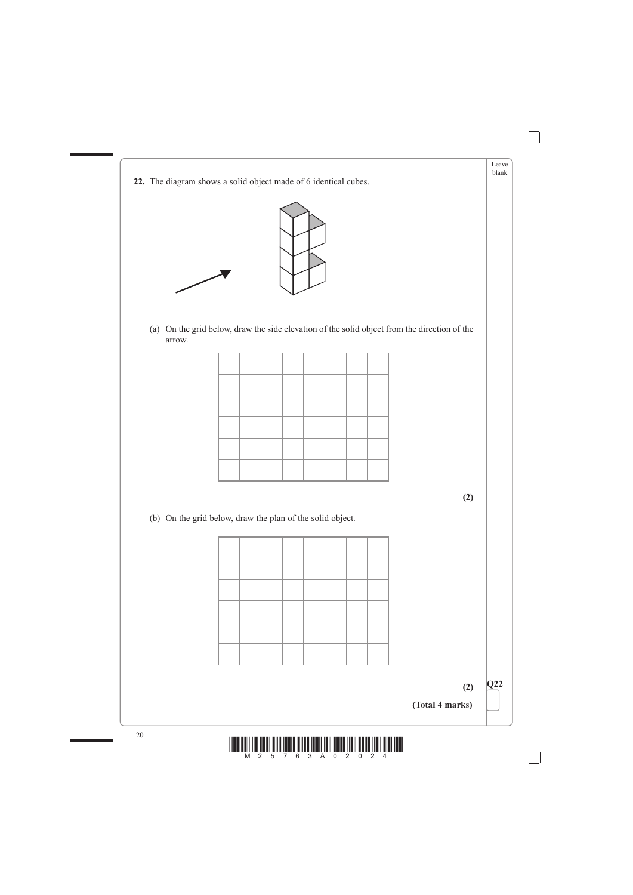**22.** The diagram shows a solid object made of 6 identical cubes.

(a) On the grid below, draw the side elevation of the solid object from the direction of the arrow.

**(2)**

(b) On the grid below, draw the plan of the solid object.

**(2)**

**(Total 4 marks)**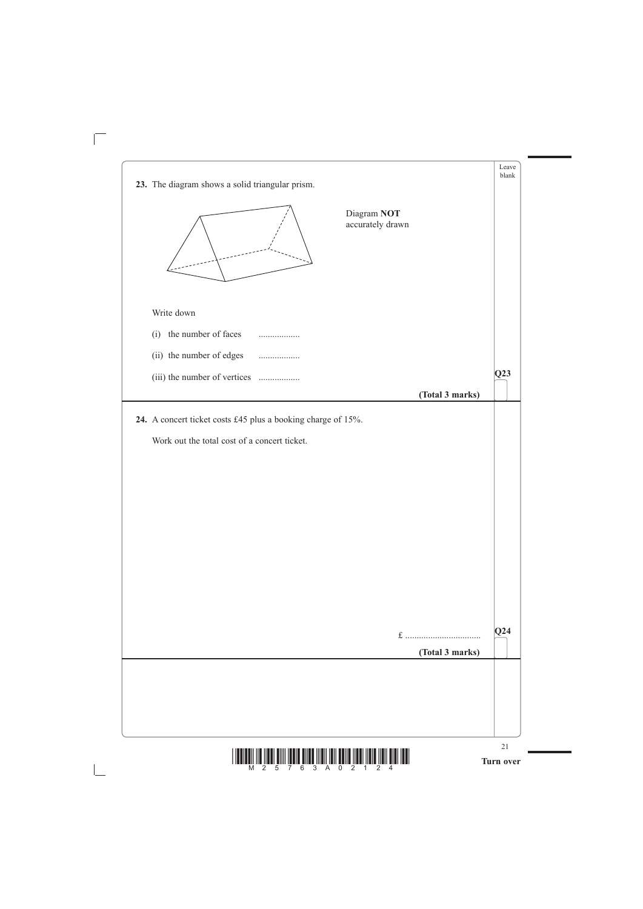**23.** The diagram shows a solid triangular prism.

Diagram **NOT** accurately drawn

Write down

(i) the number of faces ..................

(ii) the number of edges ..................

(iii) the number of vertices ..................

**Q23**

**(Total 3 marks)**

---

**24.** A concert ticket costs £45 plus a booking charge of 15%.

Work out the total cost of a concert ticket.

£ ................................

**Q24**

**(Total 3 marks)**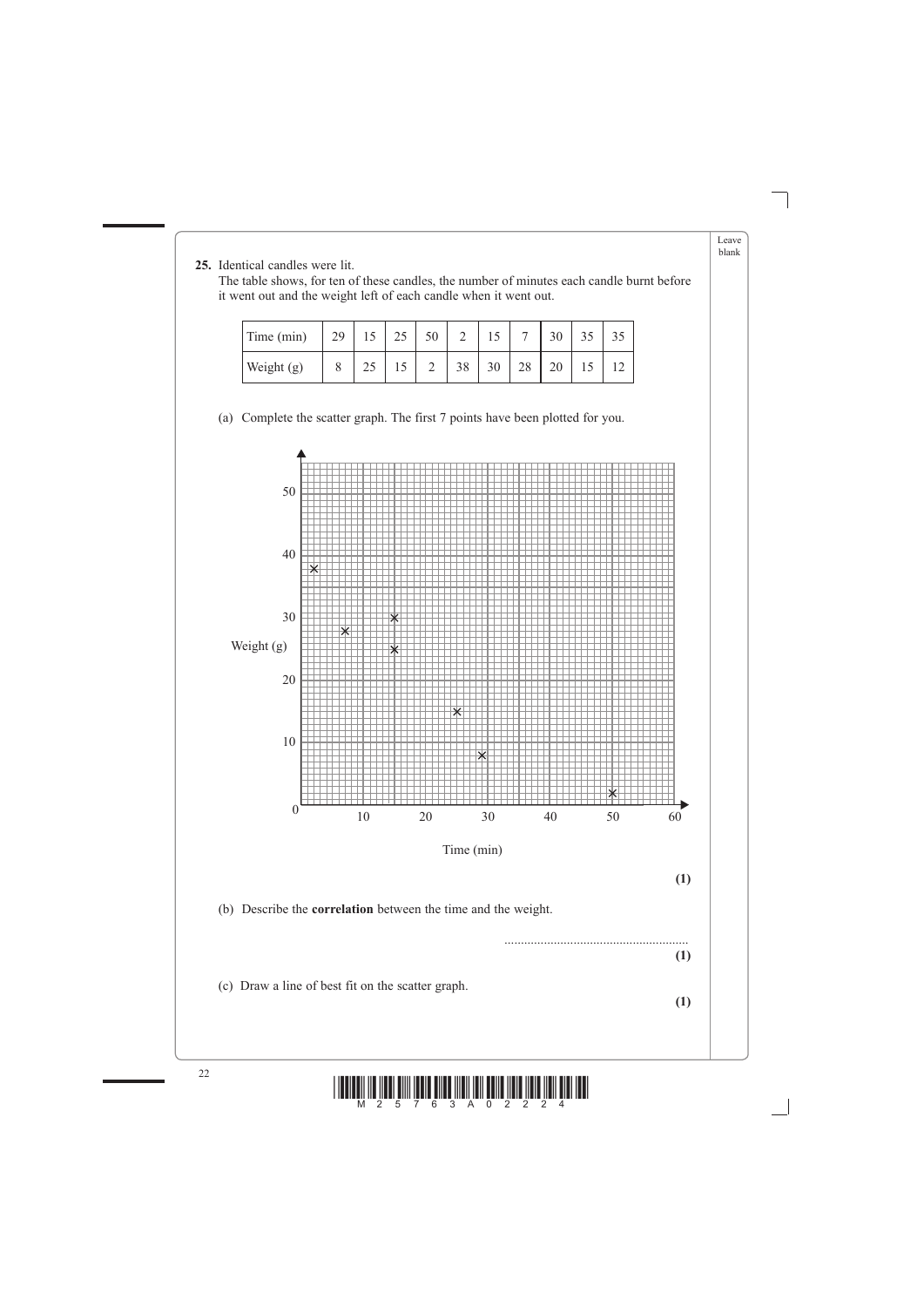**25.** Identical candles were lit.
The table shows, for ten of these candles, the number of minutes each candle burnt before it went out and the weight left of each candle when it went out.

| Time (min) | 29 | 15 | 25 | 50 | 2 | 15 | 7 | 30 | 35 | 35 |
|---|---|---|---|---|---|---|---|---|---|---|
| Weight (g) | 8 | 25 | 15 | 2 | 38 | 30 | 28 | 20 | 15 | 12 |

(a) Complete the scatter graph. The first 7 points have been plotted for you.

**(1)**

(b) Describe the **correlation** between the time and the weight.

.......................................................

**(1)**

(c) Draw a line of best fit on the scatter graph.

**(1)**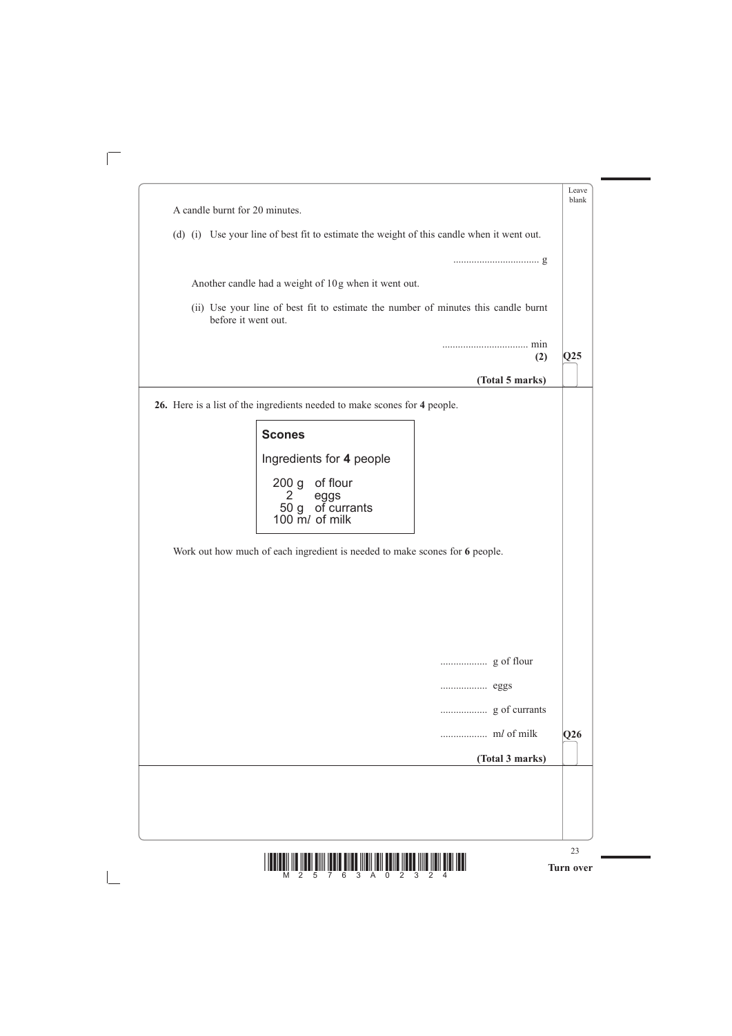A candle burnt for 20 minutes.

(d) (i) Use your line of best fit to estimate the weight of this candle when it went out.

................................. g

Another candle had a weight of 10 g when it went out.

(ii) Use your line of best fit to estimate the number of minutes this candle burnt before it went out.

................................. min

**(2)**

**Q25**

**(Total 5 marks)**

---

**26.** Here is a list of the ingredients needed to make scones for **4** people.

> **Scones**
>
> Ingredients for **4** people
>
> 200 g of flour
> 2 eggs
> 50 g of currants
> 100 ml of milk

Work out how much of each ingredient is needed to make scones for **6** people.

.................. g of flour

.................. eggs

.................. g of currants

.................. ml of milk

**Q26**

**(Total 3 marks)**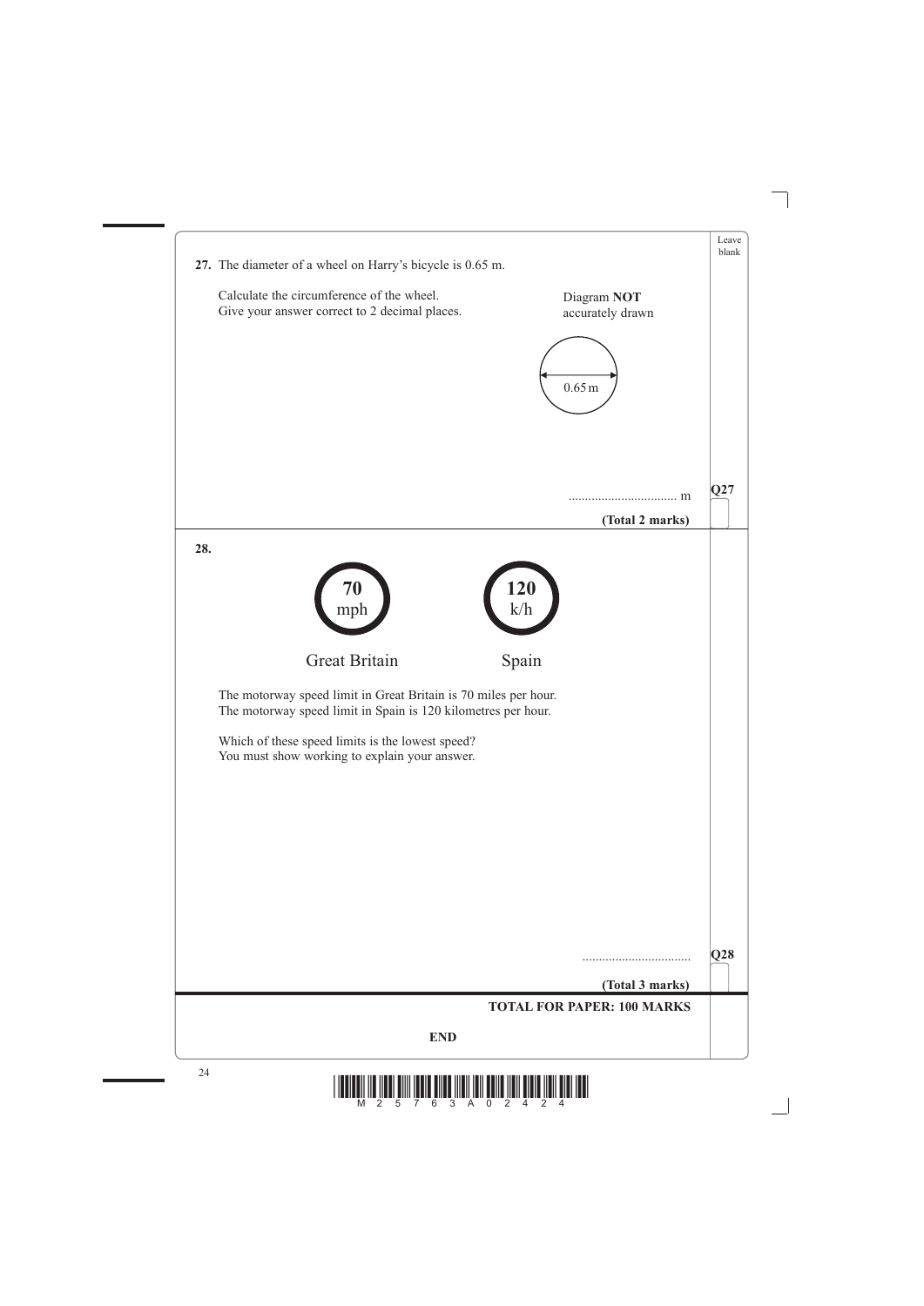**27.** The diameter of a wheel on Harry's bicycle is 0.65 m.

Calculate the circumference of the wheel.
Give your answer correct to 2 decimal places.

Diagram **NOT** accurately drawn

0.65 m

.................................. m

**(Total 2 marks)**

Q27

**28.**

70
mph

Great Britain

120
k/h

Spain

The motorway speed limit in Great Britain is 70 miles per hour.
The motorway speed limit in Spain is 120 kilometres per hour.

Which of these speed limits is the lowest speed?
You must show working to explain your answer.

..................................

**(Total 3 marks)**

Q28

**TOTAL FOR PAPER: 100 MARKS**

**END**